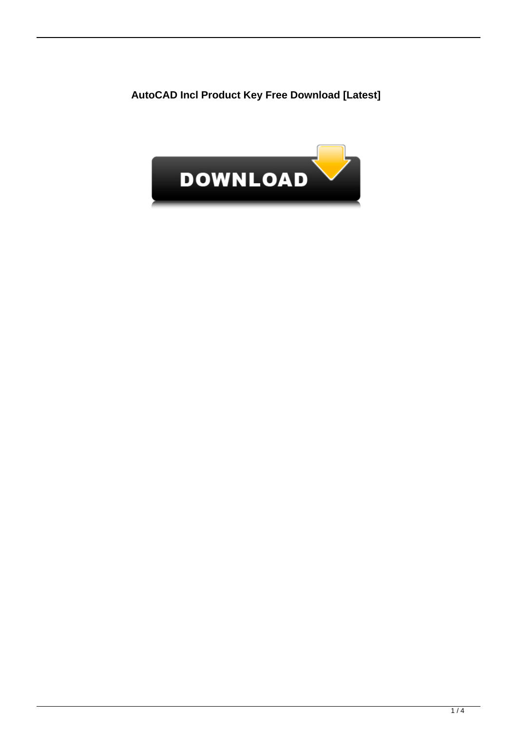**AutoCAD Incl Product Key Free Download [Latest]**

DOWNLOAD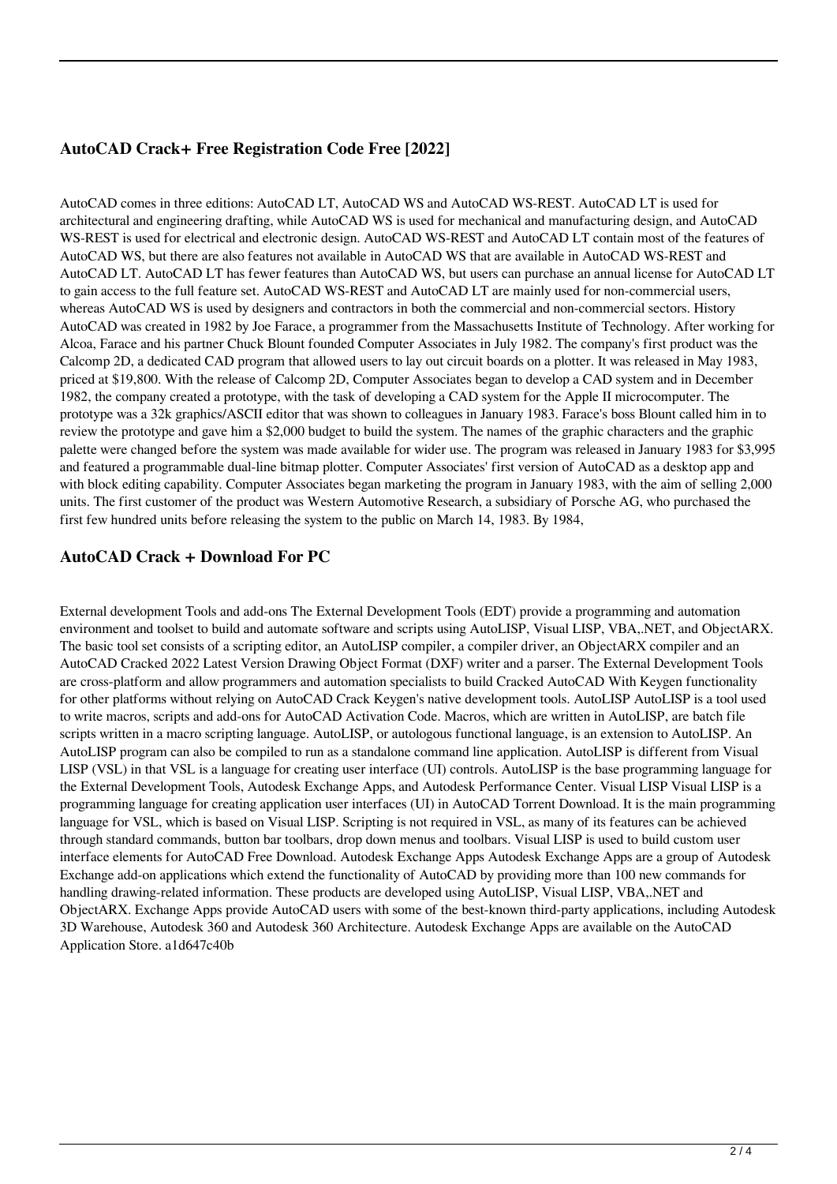## AutoCAD Crack+ Free Registration Code Free [2022]

AutoCAD comes in three editions: AutoCAD LT, AutoCAD WS and AutoCAD WS-REST. AutoCAD LT is used for architectural and engineering drafting, while AutoCAD WS is used for mechanical and manufacturing design, and AutoCAD WS-REST is used for electrical and electronic design. AutoCAD WS-REST and AutoCAD LT contain most of the features of AutoCAD WS, but there are also features not available in AutoCAD WS that are available in AutoCAD WS-REST and AutoCAD LT. AutoCAD LT has fewer features than AutoCAD WS, but users can purchase an annual license for AutoCAD LT to gain access to the full feature set. AutoCAD WS-REST and AutoCAD LT are mainly used for non-commercial users, whereas AutoCAD WS is used by designers and contractors in both the commercial and non-commercial sectors. History AutoCAD was created in 1982 by Joe Farace, a programmer from the Massachusetts Institute of Technology. After working for Alcoa, Farace and his partner Chuck Blount founded Computer Associates in July 1982. The company's first product was the Calcomp 2D, a dedicated CAD program that allowed users to lay out circuit boards on a plotter. It was released in May 1983, priced at $19,800. With the release of Calcomp 2D, Computer Associates began to develop a CAD system and in December 1982, the company created a prototype, with the task of developing a CAD system for the Apple II microcomputer. The prototype was a 32k graphics/ASCII editor that was shown to colleagues in January 1983. Farace's boss Blount called him in to review the prototype and gave him a $2,000 budget to build the system. The names of the graphic characters and the graphic palette were changed before the system was made available for wider use. The program was released in January 1983 for $3,995 and featured a programmable dual-line bitmap plotter. Computer Associates' first version of AutoCAD as a desktop app and with block editing capability. Computer Associates began marketing the program in January 1983, with the aim of selling 2,000 units. The first customer of the product was Western Automotive Research, a subsidiary of Porsche AG, who purchased the first few hundred units before releasing the system to the public on March 14, 1983. By 1984,

## AutoCAD Crack + Download For PC

External development Tools and add-ons The External Development Tools (EDT) provide a programming and automation environment and toolset to build and automate software and scripts using AutoLISP, Visual LISP, VBA,.NET, and ObjectARX. The basic tool set consists of a scripting editor, an AutoLISP compiler, a compiler driver, an ObjectARX compiler and an AutoCAD Cracked 2022 Latest Version Drawing Object Format (DXF) writer and a parser. The External Development Tools are cross-platform and allow programmers and automation specialists to build Cracked AutoCAD With Keygen functionality for other platforms without relying on AutoCAD Crack Keygen's native development tools. AutoLISP AutoLISP is a tool used to write macros, scripts and add-ons for AutoCAD Activation Code. Macros, which are written in AutoLISP, are batch file scripts written in a macro scripting language. AutoLISP, or autologous functional language, is an extension to AutoLISP. An AutoLISP program can also be compiled to run as a standalone command line application. AutoLISP is different from Visual LISP (VSL) in that VSL is a language for creating user interface (UI) controls. AutoLISP is the base programming language for the External Development Tools, Autodesk Exchange Apps, and Autodesk Performance Center. Visual LISP Visual LISP is a programming language for creating application user interfaces (UI) in AutoCAD Torrent Download. It is the main programming language for VSL, which is based on Visual LISP. Scripting is not required in VSL, as many of its features can be achieved through standard commands, button bar toolbars, drop down menus and toolbars. Visual LISP is used to build custom user interface elements for AutoCAD Free Download. Autodesk Exchange Apps Autodesk Exchange Apps are a group of Autodesk Exchange add-on applications which extend the functionality of AutoCAD by providing more than 100 new commands for handling drawing-related information. These products are developed using AutoLISP, Visual LISP, VBA,.NET and ObjectARX. Exchange Apps provide AutoCAD users with some of the best-known third-party applications, including Autodesk 3D Warehouse, Autodesk 360 and Autodesk 360 Architecture. Autodesk Exchange Apps are available on the AutoCAD Application Store. a1d647c40b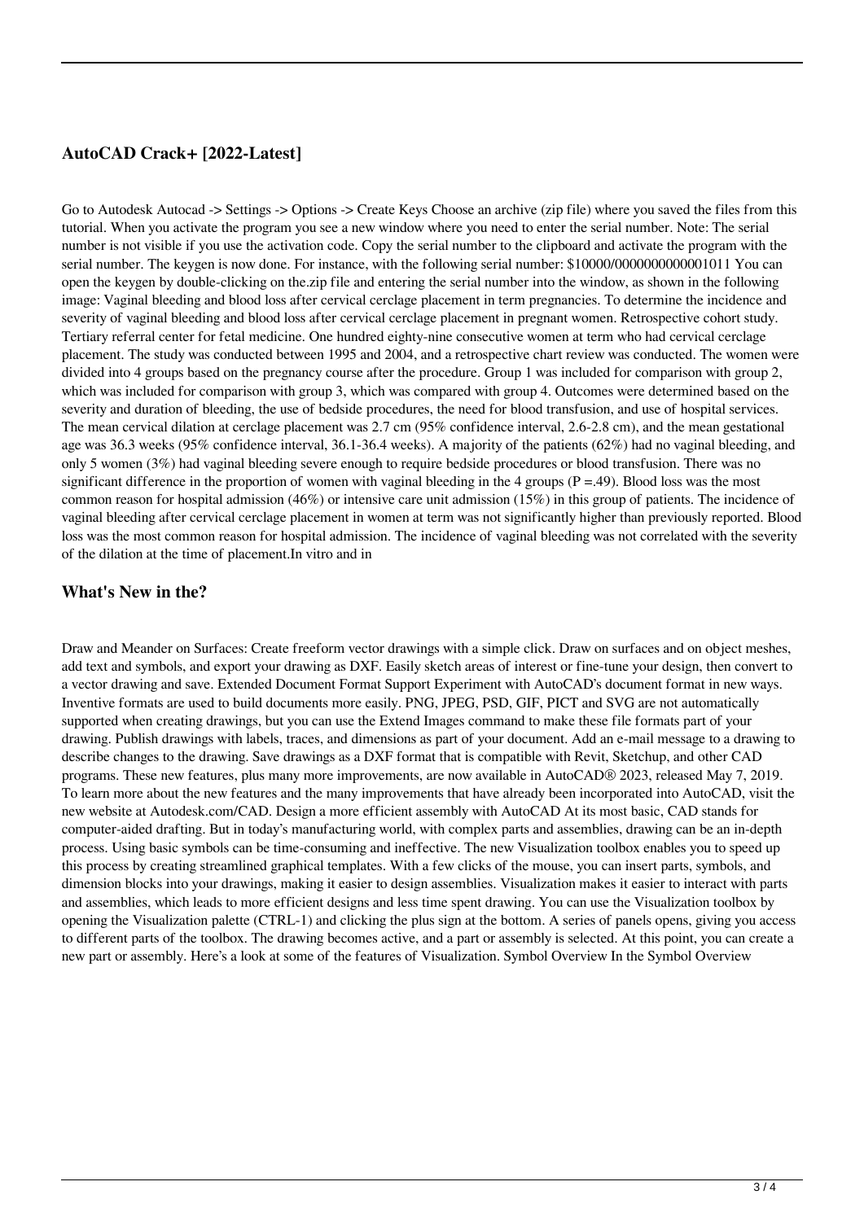## AutoCAD Crack+ [2022-Latest]

Go to Autodesk Autocad -> Settings -> Options -> Create Keys Choose an archive (zip file) where you saved the files from this tutorial. When you activate the program you see a new window where you need to enter the serial number. Note: The serial number is not visible if you use the activation code. Copy the serial number to the clipboard and activate the program with the serial number. The keygen is now done. For instance, with the following serial number: $10000/0000000000001011 You can open the keygen by double-clicking on the.zip file and entering the serial number into the window, as shown in the following image: Vaginal bleeding and blood loss after cervical cerclage placement in term pregnancies. To determine the incidence and severity of vaginal bleeding and blood loss after cervical cerclage placement in pregnant women. Retrospective cohort study. Tertiary referral center for fetal medicine. One hundred eighty-nine consecutive women at term who had cervical cerclage placement. The study was conducted between 1995 and 2004, and a retrospective chart review was conducted. The women were divided into 4 groups based on the pregnancy course after the procedure. Group 1 was included for comparison with group 2, which was included for comparison with group 3, which was compared with group 4. Outcomes were determined based on the severity and duration of bleeding, the use of bedside procedures, the need for blood transfusion, and use of hospital services. The mean cervical dilation at cerclage placement was 2.7 cm (95% confidence interval, 2.6-2.8 cm), and the mean gestational age was 36.3 weeks (95% confidence interval, 36.1-36.4 weeks). A majority of the patients (62%) had no vaginal bleeding, and only 5 women (3%) had vaginal bleeding severe enough to require bedside procedures or blood transfusion. There was no significant difference in the proportion of women with vaginal bleeding in the 4 groups ($P = .49$). Blood loss was the most common reason for hospital admission (46%) or intensive care unit admission (15%) in this group of patients. The incidence of vaginal bleeding after cervical cerclage placement in women at term was not significantly higher than previously reported. Blood loss was the most common reason for hospital admission. The incidence of vaginal bleeding was not correlated with the severity of the dilation at the time of placement.In vitro and in

## What's New in the?

Draw and Meander on Surfaces: Create freeform vector drawings with a simple click. Draw on surfaces and on object meshes, add text and symbols, and export your drawing as DXF. Easily sketch areas of interest or fine-tune your design, then convert to a vector drawing and save. Extended Document Format Support Experiment with AutoCAD's document format in new ways. Inventive formats are used to build documents more easily. PNG, JPEG, PSD, GIF, PICT and SVG are not automatically supported when creating drawings, but you can use the Extend Images command to make these file formats part of your drawing. Publish drawings with labels, traces, and dimensions as part of your document. Add an e-mail message to a drawing to describe changes to the drawing. Save drawings as a DXF format that is compatible with Revit, Sketchup, and other CAD programs. These new features, plus many more improvements, are now available in AutoCAD® 2023, released May 7, 2019. To learn more about the new features and the many improvements that have already been incorporated into AutoCAD, visit the new website at Autodesk.com/CAD. Design a more efficient assembly with AutoCAD At its most basic, CAD stands for computer-aided drafting. But in today's manufacturing world, with complex parts and assemblies, drawing can be an in-depth process. Using basic symbols can be time-consuming and ineffective. The new Visualization toolbox enables you to speed up this process by creating streamlined graphical templates. With a few clicks of the mouse, you can insert parts, symbols, and dimension blocks into your drawings, making it easier to design assemblies. Visualization makes it easier to interact with parts and assemblies, which leads to more efficient designs and less time spent drawing. You can use the Visualization toolbox by opening the Visualization palette (CTRL-1) and clicking the plus sign at the bottom. A series of panels opens, giving you access to different parts of the toolbox. The drawing becomes active, and a part or assembly is selected. At this point, you can create a new part or assembly. Here's a look at some of the features of Visualization. Symbol Overview In the Symbol Overview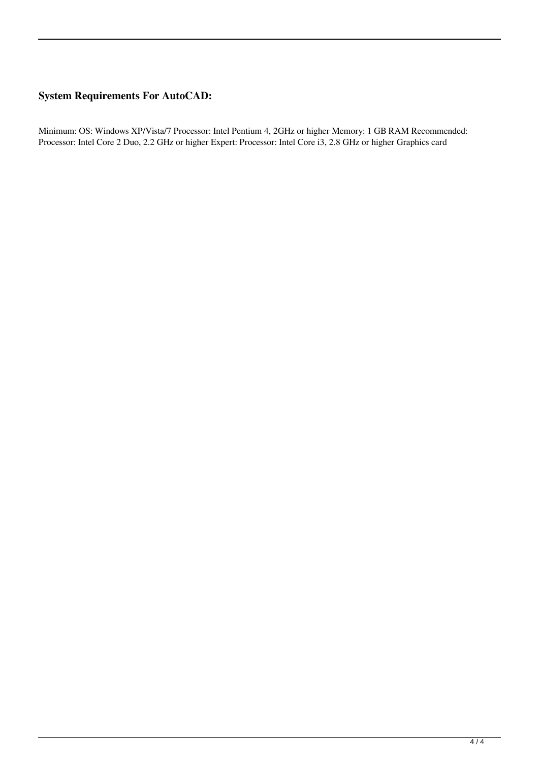### System Requirements For AutoCAD:

Minimum: OS: Windows XP/Vista/7 Processor: Intel Pentium 4, 2GHz or higher Memory: 1 GB RAM Recommended: Processor: Intel Core 2 Duo, 2.2 GHz or higher Expert: Processor: Intel Core i3, 2.8 GHz or higher Graphics card